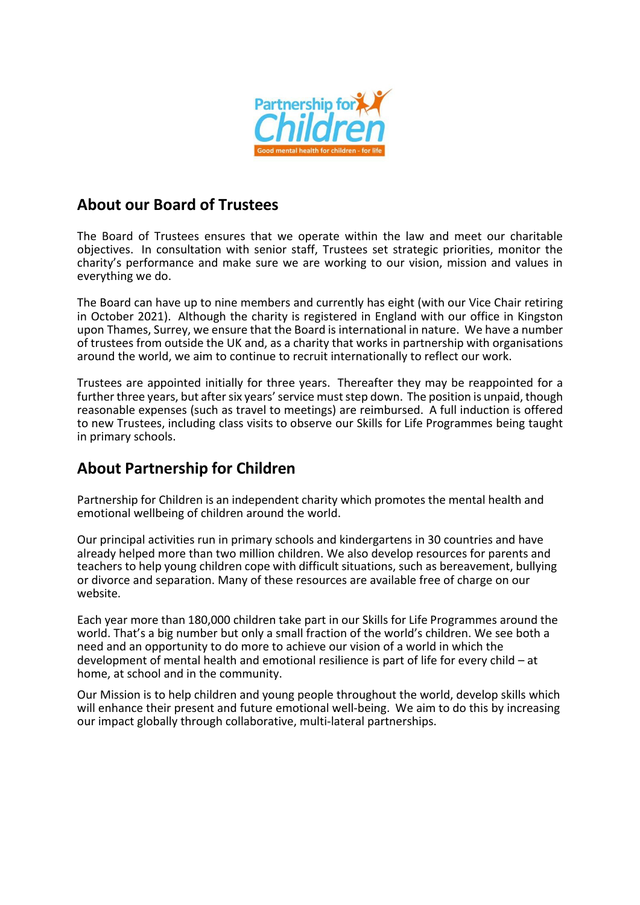## About our Board of Trustees

The Board of Trustees ensures that we operate within the law and meet our charitable objectives. In consultation with senior staff, Trustees set strategic priorities, monitor the charity's performance and make sure we are working to our vision, mission and values in everything we do.

The Board can have up to nine members and currently has eight (with our Vice Chair retiring in October 2021). Although the charity is registered in England with our office in Kingston upon Thames, Surrey, we ensure that the Board is international in nature. We have a number of trustees from outside the UK and, as a charity that works in partnership with organisations around the world, we aim to continue to recruit internationally to reflect our work.

Trustees are appointed initially for three years. Thereafter they may be reappointed for a further three years, but after six years' service must step down. The position is unpaid, though reasonable expenses (such as travel to meetings) are reimbursed. A full induction is offered to new Trustees, including class visits to observe our Skills for Life Programmes being taught in primary schools.

## About Partnership for Children

Partnership for Children is an independent charity which promotes the mental health and emotional wellbeing of children around the world.

Our principal activities run in primary schools and kindergartens in 30 countries and have already helped more than two million children. We also develop resources for parents and teachers to help young children cope with difficult situations, such as bereavement, bullying or divorce and separation. Many of these resources are available free of charge on our website.

Each year more than 180,000 children take part in our Skills for Life Programmes around the world. That's a big number but only a small fraction of the world's children. We see both a need and an opportunity to do more to achieve our vision of a world in which the development of mental health and emotional resilience is part of life for every child – at home, at school and in the community.

Our Mission is to help children and young people throughout the world, develop skills which will enhance their present and future emotional well-being. We aim to do this by increasing our impact globally through collaborative, multi-lateral partnerships.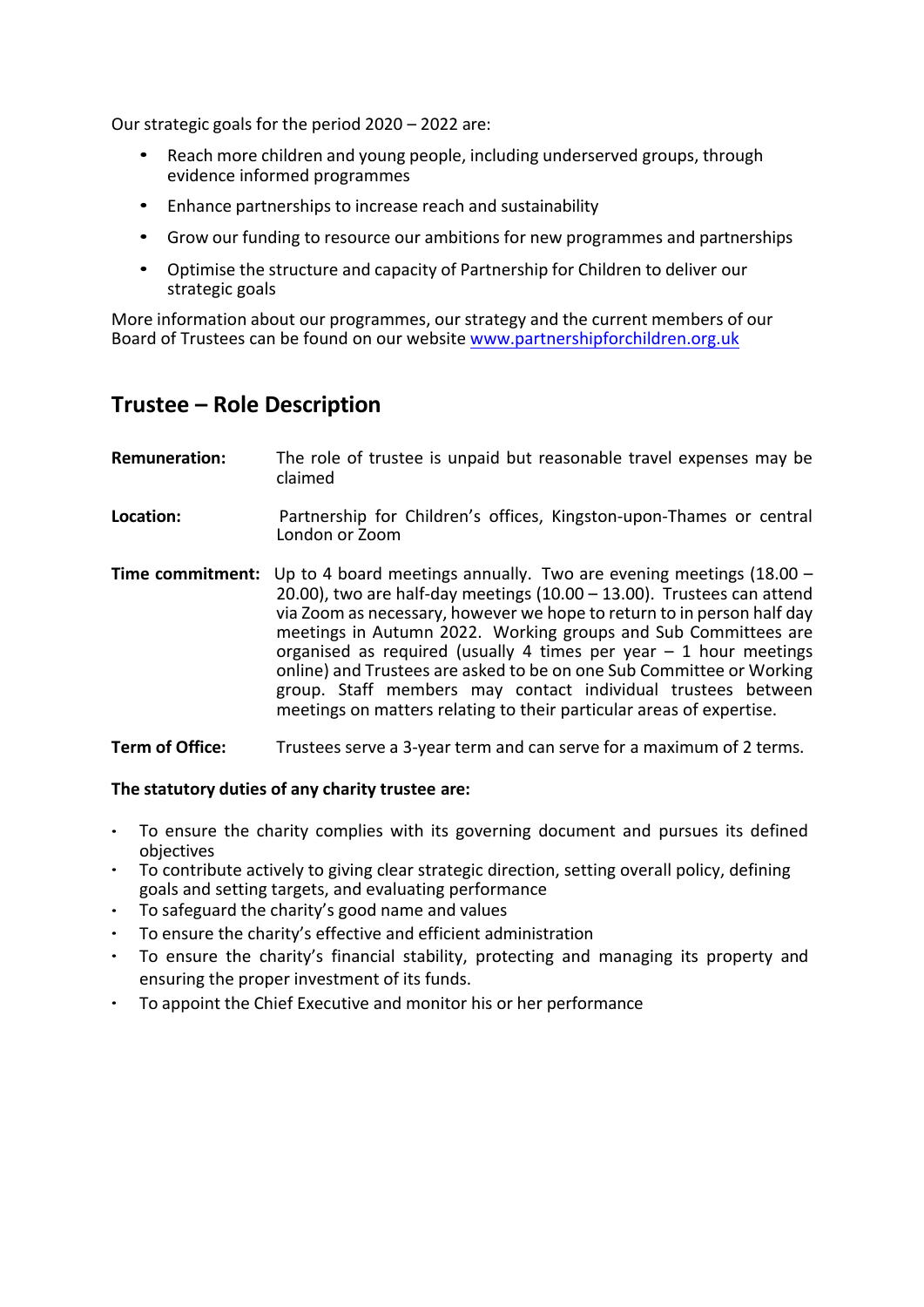Our strategic goals for the period 2020 – 2022 are:

- Reach more children and young people, including underserved groups, through evidence informed programmes
- Enhance partnerships to increase reach and sustainability
- Grow our funding to resource our ambitions for new programmes and partnerships
- Optimise the structure and capacity of Partnership for Children to deliver our strategic goals

More information about our programmes, our strategy and the current members of our Board of Trustees can be found on our website [www.partnershipforchildren.org.uk](http://www.partnershipforchildren.org.uk)

## Trustee – Role Description

**Remuneration:** The role of trustee is unpaid but reasonable travel expenses may be claimed

**Location:** Partnership for Children's offices, Kingston-upon-Thames or central London or Zoom

**Time commitment:** Up to 4 board meetings annually. Two are evening meetings (18.00 – 20.00), two are half-day meetings (10.00 – 13.00). Trustees can attend via Zoom as necessary, however we hope to return to in person half day meetings in Autumn 2022. Working groups and Sub Committees are organised as required (usually 4 times per year – 1 hour meetings online) and Trustees are asked to be on one Sub Committee or Working group. Staff members may contact individual trustees between meetings on matters relating to their particular areas of expertise.

**Term of Office:** Trustees serve a 3-year term and can serve for a maximum of 2 terms.

**The statutory duties of any charity trustee are:**

- To ensure the charity complies with its governing document and pursues its defined objectives
- To contribute actively to giving clear strategic direction, setting overall policy, defining goals and setting targets, and evaluating performance
- To safeguard the charity's good name and values
- To ensure the charity's effective and efficient administration
- To ensure the charity's financial stability, protecting and managing its property and ensuring the proper investment of its funds.
- To appoint the Chief Executive and monitor his or her performance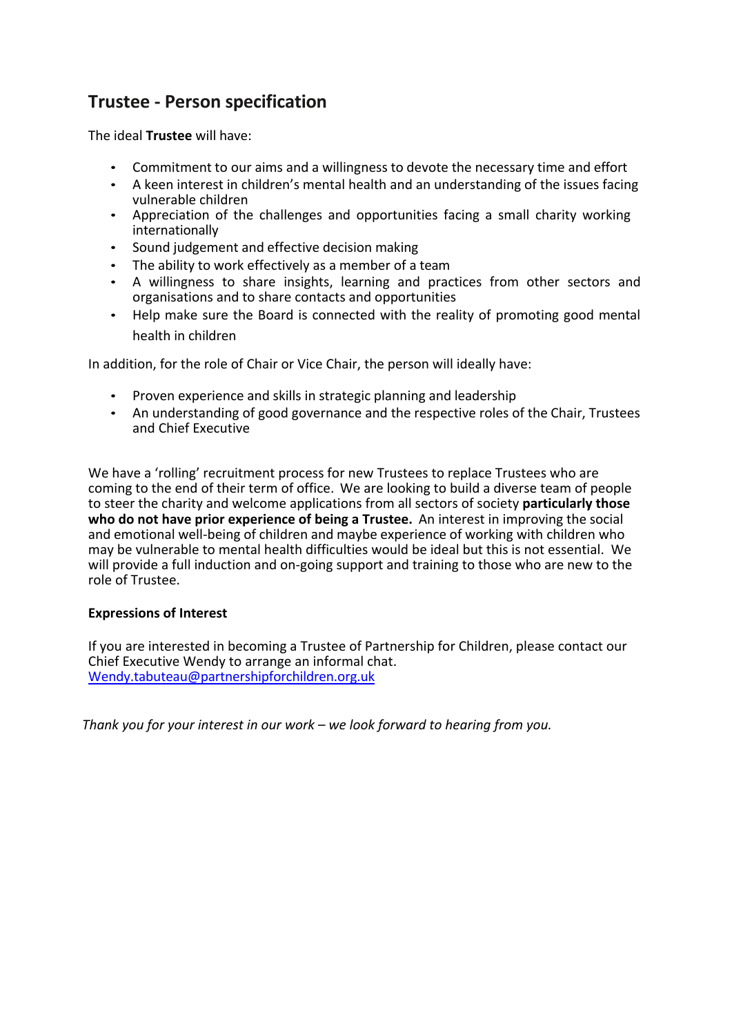## Trustee - Person specification

The ideal **Trustee** will have:

- Commitment to our aims and a willingness to devote the necessary time and effort
- A keen interest in children's mental health and an understanding of the issues facing vulnerable children
- Appreciation of the challenges and opportunities facing a small charity working internationally
- Sound judgement and effective decision making
- The ability to work effectively as a member of a team
- A willingness to share insights, learning and practices from other sectors and organisations and to share contacts and opportunities
- Help make sure the Board is connected with the reality of promoting good mental health in children

In addition, for the role of Chair or Vice Chair, the person will ideally have:

- Proven experience and skills in strategic planning and leadership
- An understanding of good governance and the respective roles of the Chair, Trustees and Chief Executive

We have a 'rolling' recruitment process for new Trustees to replace Trustees who are coming to the end of their term of office. We are looking to build a diverse team of people to steer the charity and welcome applications from all sectors of society **particularly those who do not have prior experience of being a Trustee.** An interest in improving the social and emotional well-being of children and maybe experience of working with children who may be vulnerable to mental health difficulties would be ideal but this is not essential. We will provide a full induction and on-going support and training to those who are new to the role of Trustee.

**Expressions of Interest**

If you are interested in becoming a Trustee of Partnership for Children, please contact our Chief Executive Wendy to arrange an informal chat.
Wendy.tabuteau@partnershipforchildren.org.uk

*Thank you for your interest in our work – we look forward to hearing from you.*